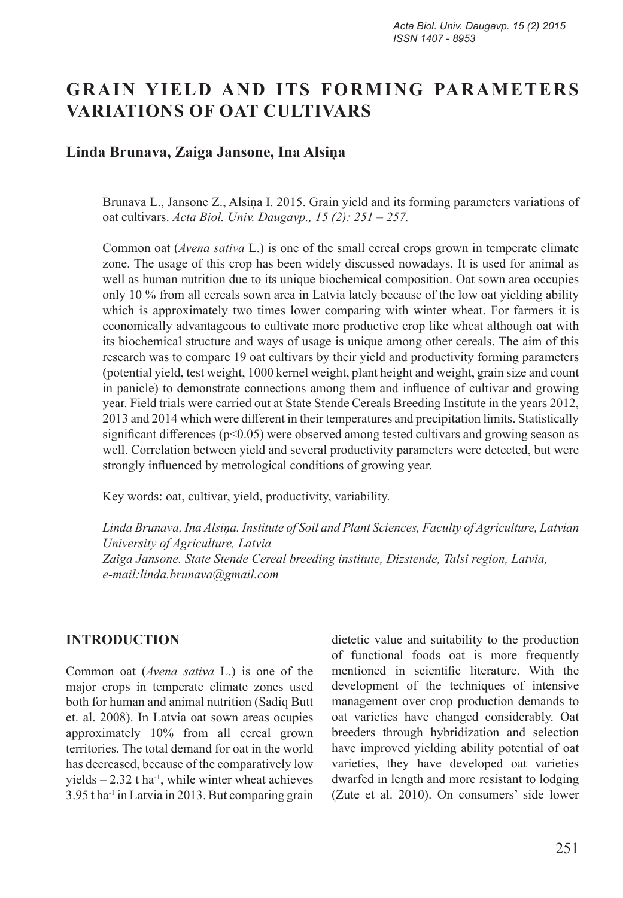# GRAIN YIELD AND ITS FORMING PARAMETERS VARIATIONS OF OAT CULTIVARS

**Linda Brunava, Zaiga Jansone, Ina Alsiņa**

Brunava L., Jansone Z., Alsiņa I. 2015. Grain yield and its forming parameters variations of oat cultivars. *Acta Biol. Univ. Daugavp., 15 (2): 251 – 257.*

Common oat (*Avena sativa* L.) is one of the small cereal crops grown in temperate climate zone. The usage of this crop has been widely discussed nowadays. It is used for animal as well as human nutrition due to its unique biochemical composition. Oat sown area occupies only 10 % from all cereals sown area in Latvia lately because of the low oat yielding ability which is approximately two times lower comparing with winter wheat. For farmers it is economically advantageous to cultivate more productive crop like wheat although oat with its biochemical structure and ways of usage is unique among other cereals. The aim of this research was to compare 19 oat cultivars by their yield and productivity forming parameters (potential yield, test weight, 1000 kernel weight, plant height and weight, grain size and count in panicle) to demonstrate connections among them and influence of cultivar and growing year. Field trials were carried out at State Stende Cereals Breeding Institute in the years 2012, 2013 and 2014 which were different in their temperatures and precipitation limits. Statistically significant differences ($p<0.05$) were observed among tested cultivars and growing season as well. Correlation between yield and several productivity parameters were detected, but were strongly influenced by metrological conditions of growing year.

Key words: oat, cultivar, yield, productivity, variability.

*Linda Brunava, Ina Alsiņa. Institute of Soil and Plant Sciences, Faculty of Agriculture, Latvian University of Agriculture, Latvia*
*Zaiga Jansone. State Stende Cereal breeding institute, Dizstende, Talsi region, Latvia, e-mail:linda.brunava@gmail.com*

## INTRODUCTION

Common oat (*Avena sativa* L.) is one of the major crops in temperate climate zones used both for human and animal nutrition (Sadiq Butt et. al. 2008). In Latvia oat sown areas ocupies approximately 10% from all cereal grown territories. The total demand for oat in the world has decreased, because of the comparatively low yields – 2.32 t ha$^{-1}$, while winter wheat achieves 3.95 t ha$^{-1}$ in Latvia in 2013. But comparing grain dietetic value and suitability to the production of functional foods oat is more frequently mentioned in scientific literature. With the development of the techniques of intensive management over crop production demands to oat varieties have changed considerably. Oat breeders through hybridization and selection have improved yielding ability potential of oat varieties, they have developed oat varieties dwarfed in length and more resistant to lodging (Zute et al. 2010). On consumers' side lower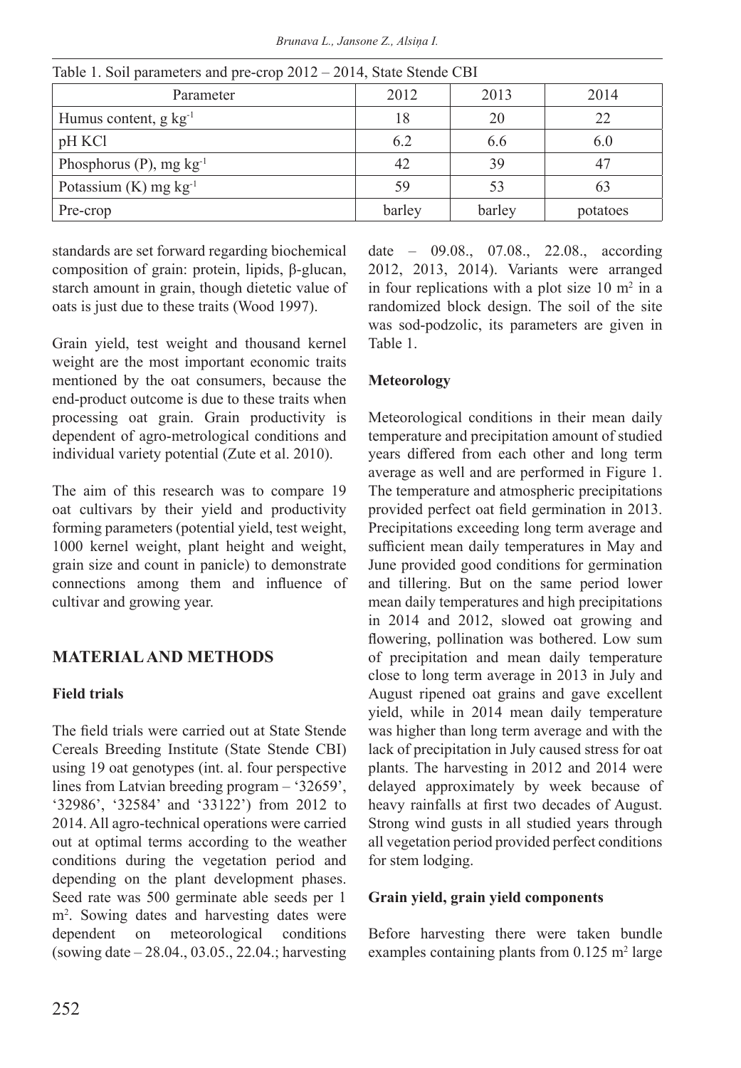Table 1. Soil parameters and pre-crop 2012 – 2014, State Stende CBI

| Parameter | 2012 | 2013 | 2014 |
|---|---|---|---|
| Humus content, g $kg^{-1}$ | 18 | 20 | 22 |
| pH KCl | 6.2 | 6.6 | 6.0 |
| Phosphorus (P), mg $kg^{-1}$ | 42 | 39 | 47 |
| Potassium (K) mg $kg^{-1}$ | 59 | 53 | 63 |
| Pre-crop | barley | barley | potatoes |

standards are set forward regarding biochemical composition of grain: protein, lipids, β-glucan, starch amount in grain, though dietetic value of oats is just due to these traits (Wood 1997).

Grain yield, test weight and thousand kernel weight are the most important economic traits mentioned by the oat consumers, because the end-product outcome is due to these traits when processing oat grain. Grain productivity is dependent of agro-metrological conditions and individual variety potential (Zute et al. 2010).

The aim of this research was to compare 19 oat cultivars by their yield and productivity forming parameters (potential yield, test weight, 1000 kernel weight, plant height and weight, grain size and count in panicle) to demonstrate connections among them and influence of cultivar and growing year.

## MATERIAL AND METHODS

### Field trials

The field trials were carried out at State Stende Cereals Breeding Institute (State Stende CBI) using 19 oat genotypes (int. al. four perspective lines from Latvian breeding program – '32659', '32986', '32584' and '33122') from 2012 to 2014. All agro-technical operations were carried out at optimal terms according to the weather conditions during the vegetation period and depending on the plant development phases. Seed rate was 500 germinate able seeds per 1 $m^2$. Sowing dates and harvesting dates were dependent on meteorological conditions (sowing date – 28.04., 03.05., 22.04.; harvesting date – 09.08., 07.08., 22.08., according 2012, 2013, 2014). Variants were arranged in four replications with a plot size 10 $m^2$ in a randomized block design. The soil of the site was sod-podzolic, its parameters are given in Table 1.

### Meteorology

Meteorological conditions in their mean daily temperature and precipitation amount of studied years differed from each other and long term average as well and are performed in Figure 1. The temperature and atmospheric precipitations provided perfect oat field germination in 2013. Precipitations exceeding long term average and sufficient mean daily temperatures in May and June provided good conditions for germination and tillering. But on the same period lower mean daily temperatures and high precipitations in 2014 and 2012, slowed oat growing and flowering, pollination was bothered. Low sum of precipitation and mean daily temperature close to long term average in 2013 in July and August ripened oat grains and gave excellent yield, while in 2014 mean daily temperature was higher than long term average and with the lack of precipitation in July caused stress for oat plants. The harvesting in 2012 and 2014 were delayed approximately by week because of heavy rainfalls at first two decades of August. Strong wind gusts in all studied years through all vegetation period provided perfect conditions for stem lodging.

### Grain yield, grain yield components

Before harvesting there were taken bundle examples containing plants from 0.125 $m^2$ large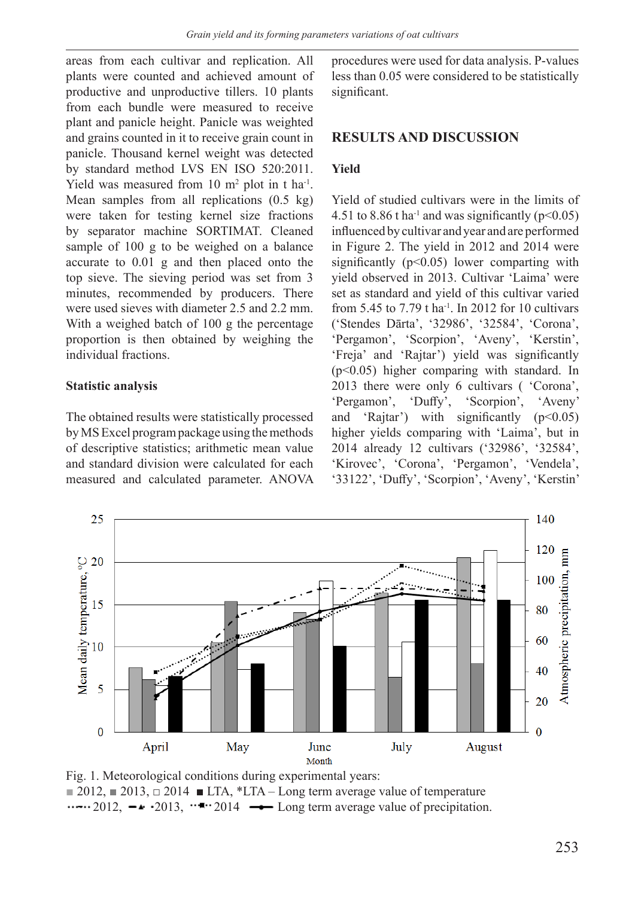areas from each cultivar and replication. All plants were counted and achieved amount of productive and unproductive tillers. 10 plants from each bundle were measured to receive plant and panicle height. Panicle was weighted and grains counted in it to receive grain count in panicle. Thousand kernel weight was detected by standard method LVS EN ISO 520:2011. Yield was measured from 10 $m^2$ plot in t $ha^{-1}$. Mean samples from all replications (0.5 kg) were taken for testing kernel size fractions by separator machine SORTIMAT. Cleaned sample of 100 g to be weighed on a balance accurate to 0.01 g and then placed onto the top sieve. The sieving period was set from 3 minutes, recommended by producers. There were used sieves with diameter 2.5 and 2.2 mm. With a weighed batch of 100 g the percentage proportion is then obtained by weighing the individual fractions.

### Statistic analysis

The obtained results were statistically processed by MS Excel program package using the methods of descriptive statistics; arithmetic mean value and standard division were calculated for each measured and calculated parameter. ANOVA procedures were used for data analysis. P-values less than 0.05 were considered to be statistically significant.

## RESULTS AND DISCUSSION

### Yield

Yield of studied cultivars were in the limits of 4.51 to 8.86 t $ha^{-1}$ and was significantly ($p<0.05$) influenced by cultivar and year and are performed in Figure 2. The yield in 2012 and 2014 were significantly ($p<0.05$) lower comparing with yield observed in 2013. Cultivar 'Laima' were set as standard and yield of this cultivar varied from 5.45 to 7.79 t $ha^{-1}$. In 2012 for 10 cultivars ('Stendes Dārta', '32986', '32584', 'Corona', 'Pergamon', 'Scorpion', 'Aveny', 'Kerstin', 'Freja' and 'Rajtar') yield was significantly ($p<0.05$) higher comparing with standard. In 2013 there were only 6 cultivars ( 'Corona', 'Pergamon', 'Duffy', 'Scorpion', 'Aveny' and 'Rajtar') with significantly ($p<0.05$) higher yields comparing with 'Laima', but in 2014 already 12 cultivars ('32986', '32584', 'Kirovec', 'Corona', 'Pergamon', 'Vendela', '33122', 'Duffy', 'Scorpion', 'Aveny', 'Kerstin'

Fig. 1. Meteorological conditions during experimental years:
■ 2012, ■ 2013, □ 2014 ■ LTA, *LTA – Long term average value of temperature
2012, 2013, 2014 Long term average value of precipitation.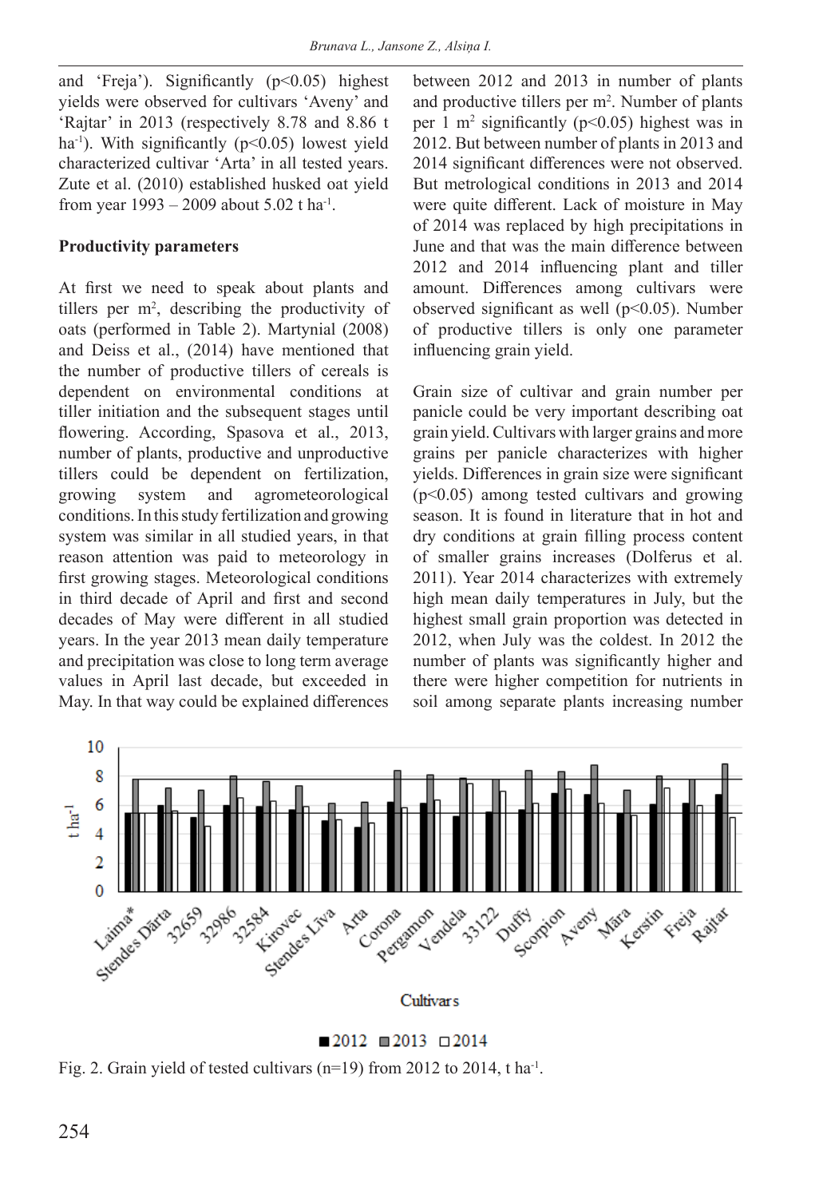and 'Freja'). Significantly ($p<0.05$) highest yields were observed for cultivars 'Aveny' and 'Rajtar' in 2013 (respectively 8.78 and 8.86 t ha$^{-1}$). With significantly ($p<0.05$) lowest yield characterized cultivar 'Arta' in all tested years. Zute et al. (2010) established husked oat yield from year 1993 – 2009 about 5.02 t ha$^{-1}$.

**Productivity parameters**

At first we need to speak about plants and tillers per m$^2$, describing the productivity of oats (performed in Table 2). Martynial (2008) and Deiss et al., (2014) have mentioned that the number of productive tillers of cereals is dependent on environmental conditions at tiller initiation and the subsequent stages until flowering. According, Spasova et al., 2013, number of plants, productive and unproductive tillers could be dependent on fertilization, growing system and agrometeorological conditions. In this study fertilization and growing system was similar in all studied years, in that reason attention was paid to meteorology in first growing stages. Meteorological conditions in third decade of April and first and second decades of May were different in all studied years. In the year 2013 mean daily temperature and precipitation was close to long term average values in April last decade, but exceeded in May. In that way could be explained differences between 2012 and 2013 in number of plants and productive tillers per m$^2$. Number of plants per 1 m$^2$ significantly ($p<0.05$) highest was in 2012. But between number of plants in 2013 and 2014 significant differences were not observed. But metrological conditions in 2013 and 2014 were quite different. Lack of moisture in May of 2014 was replaced by high precipitations in June and that was the main difference between 2012 and 2014 influencing plant and tiller amount. Differences among cultivars were observed significant as well ($p<0.05$). Number of productive tillers is only one parameter influencing grain yield.

Grain size of cultivar and grain number per panicle could be very important describing oat grain yield. Cultivars with larger grains and more grains per panicle characterizes with higher yields. Differences in grain size were significant ($p<0.05$) among tested cultivars and growing season. It is found in literature that in hot and dry conditions at grain filling process content of smaller grains increases (Dolferus et al. 2011). Year 2014 characterizes with extremely high mean daily temperatures in July, but the highest small grain proportion was detected in 2012, when July was the coldest. In 2012 the number of plants was significantly higher and there were higher competition for nutrients in soil among separate plants increasing number

Fig. 2. Grain yield of tested cultivars (n=19) from 2012 to 2014, t ha$^{-1}$.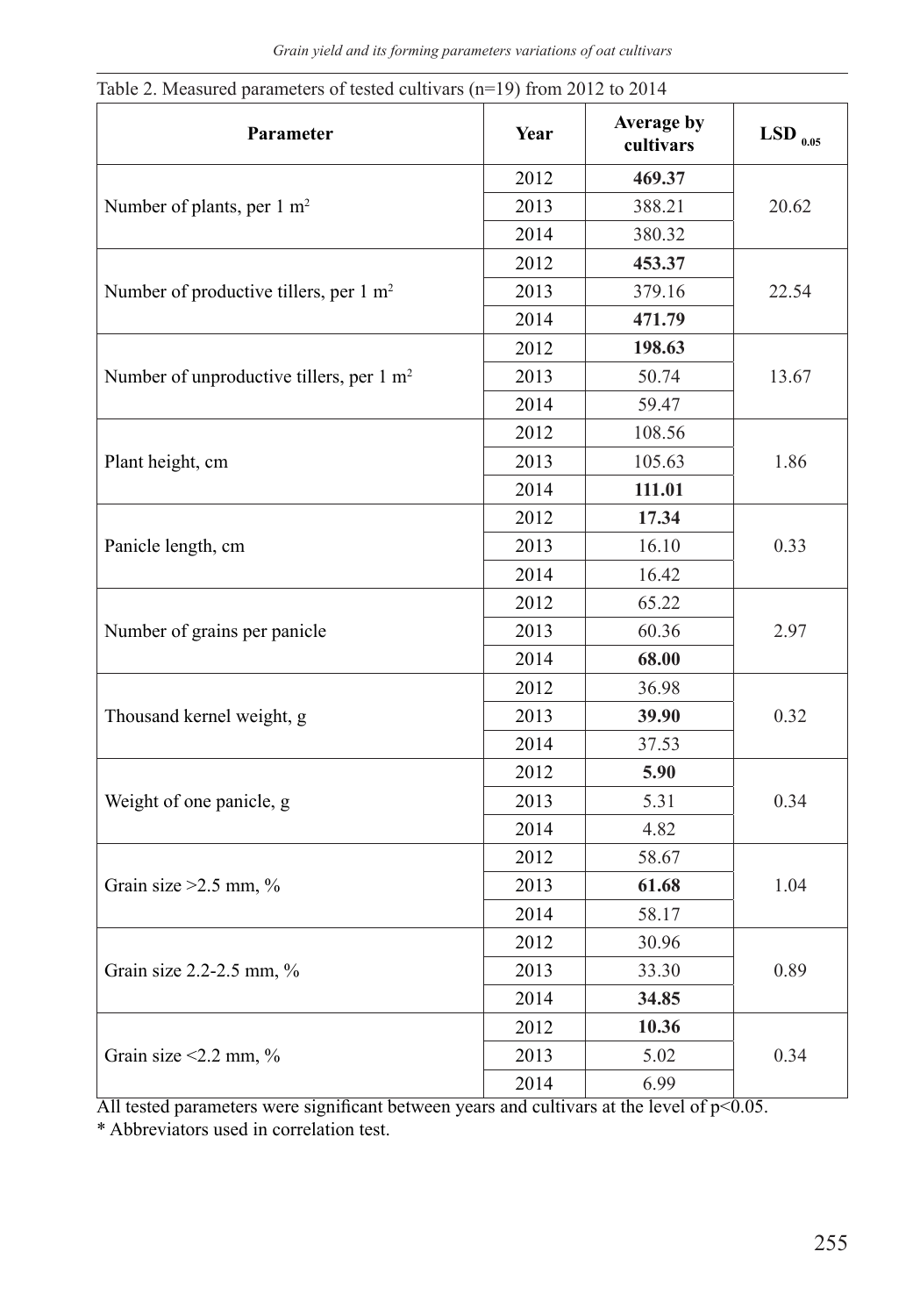Table 2. Measured parameters of tested cultivars (n=19) from 2012 to 2014

| Parameter | Year | Average by cultivars | LSD $_{0.05}$ |
|---|---|---|---|
| Number of plants, per 1 $m^2$ | 2012 | **469.37** | 20.62 |
| | 2013 | 388.21 | |
| | 2014 | 380.32 | |
| Number of productive tillers, per 1 $m^2$ | 2012 | **453.37** | 22.54 |
| | 2013 | 379.16 | |
| | 2014 | **471.79** | |
| Number of unproductive tillers, per 1 $m^2$ | 2012 | **198.63** | 13.67 |
| | 2013 | 50.74 | |
| | 2014 | 59.47 | |
| Plant height, cm | 2012 | 108.56 | 1.86 |
| | 2013 | 105.63 | |
| | 2014 | **111.01** | |
| Panicle length, cm | 2012 | **17.34** | 0.33 |
| | 2013 | 16.10 | |
| | 2014 | 16.42 | |
| Number of grains per panicle | 2012 | 65.22 | 2.97 |
| | 2013 | 60.36 | |
| | 2014 | **68.00** | |
| Thousand kernel weight, g | 2012 | 36.98 | 0.32 |
| | 2013 | **39.90** | |
| | 2014 | 37.53 | |
| Weight of one panicle, g | 2012 | **5.90** | 0.34 |
| | 2013 | 5.31 | |
| | 2014 | 4.82 | |
| Grain size >2.5 mm, % | 2012 | 58.67 | 1.04 |
| | 2013 | **61.68** | |
| | 2014 | 58.17 | |
| Grain size 2.2-2.5 mm, % | 2012 | 30.96 | 0.89 |
| | 2013 | 33.30 | |
| | 2014 | **34.85** | |
| Grain size <2.2 mm, % | 2012 | **10.36** | 0.34 |
| | 2013 | 5.02 | |
| | 2014 | 6.99 | |

All tested parameters were significant between years and cultivars at the level of $p<0.05$.

* Abbreviators used in correlation test.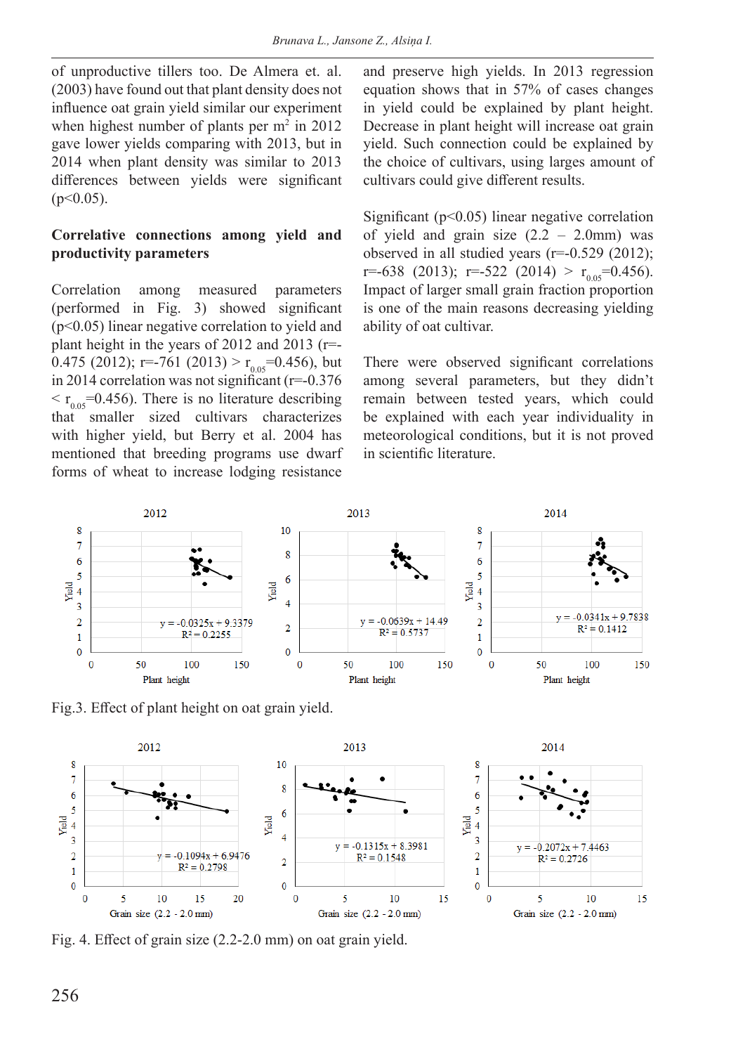of unproductive tillers too. De Almera et. al. (2003) have found out that plant density does not influence oat grain yield similar our experiment when highest number of plants per m$^2$ in 2012 gave lower yields comparing with 2013, but in 2014 when plant density was similar to 2013 differences between yields were significant ($p<0.05$).

**Correlative connections among yield and productivity parameters**

Correlation among measured parameters (performed in Fig. 3) showed significant ($p<0.05$) linear negative correlation to yield and plant height in the years of 2012 and 2013 ($r=-0.475$ (2012); $r=-761$ (2013) $> r_{0.05}=0.456$), but in 2014 correlation was not significant ($r=-0.376 < r_{0.05}=0.456$). There is no literature describing that smaller sized cultivars characterizes with higher yield, but Berry et al. 2004 has mentioned that breeding programs use dwarf forms of wheat to increase lodging resistance and preserve high yields. In 2013 regression equation shows that in 57% of cases changes in yield could be explained by plant height. Decrease in plant height will increase oat grain yield. Such connection could be explained by the choice of cultivars, using larges amount of cultivars could give different results.

Significant ($p<0.05$) linear negative correlation of yield and grain size (2.2 – 2.0mm) was observed in all studied years ($r=-0.529$ (2012); $r=-638$ (2013); $r=-522$ (2014) $> r_{0.05}=0.456$). Impact of larger small grain fraction proportion is one of the main reasons decreasing yielding ability of oat cultivar.

There were observed significant correlations among several parameters, but they didn't remain between tested years, which could be explained with each year individuality in meteorological conditions, but it is not proved in scientific literature.

Fig.3. Effect of plant height on oat grain yield.

Fig. 4. Effect of grain size (2.2-2.0 mm) on oat grain yield.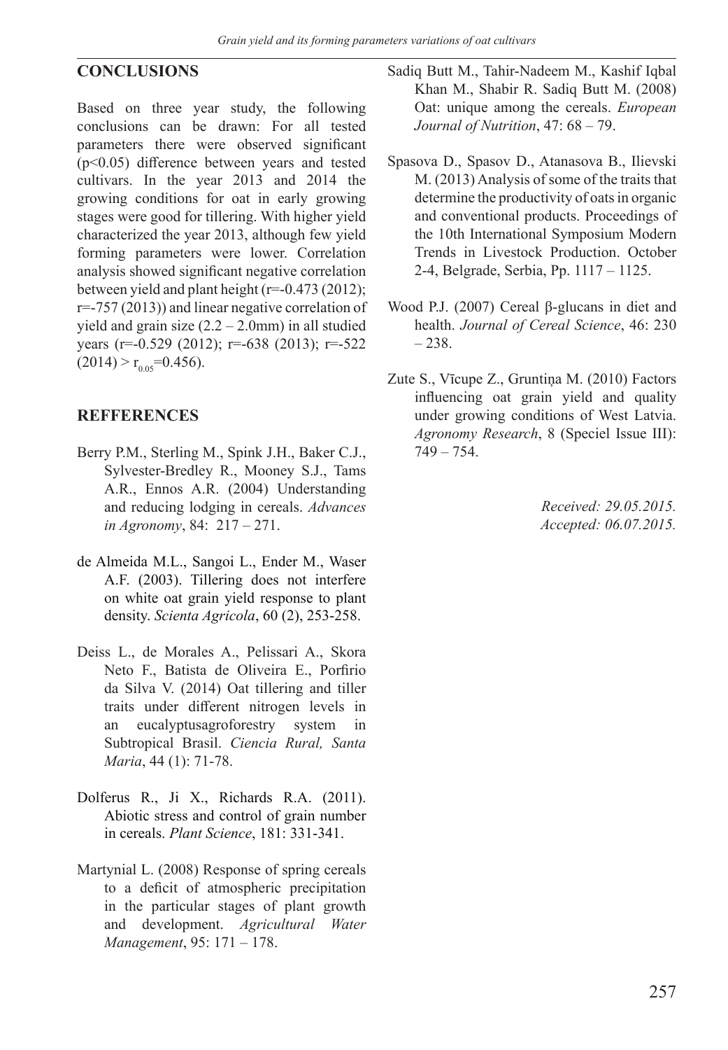## CONCLUSIONS

Based on three year study, the following conclusions can be drawn: For all tested parameters there were observed significant ($p<0.05$) difference between years and tested cultivars. In the year 2013 and 2014 the growing conditions for oat in early growing stages were good for tillering. With higher yield characterized the year 2013, although few yield forming parameters were lower. Correlation analysis showed significant negative correlation between yield and plant height ($r=-0.473$ (2012); $r=-757$ (2013)) and linear negative correlation of yield and grain size (2.2 – 2.0mm) in all studied years ($r=-0.529$ (2012); $r=-638$ (2013); $r=-522$ (2014) $> r_{0.05}=0.456$).

## REFFERENCES

Berry P.M., Sterling M., Spink J.H., Baker C.J., Sylvester-Bredley R., Mooney S.J., Tams A.R., Ennos A.R. (2004) Understanding and reducing lodging in cereals. *Advances in Agronomy*, 84: 217 – 271.

de Almeida M.L., Sangoi L., Ender M., Waser A.F. (2003). Tillering does not interfere on white oat grain yield response to plant density. *Scienta Agricola*, 60 (2), 253-258.

Deiss L., de Morales A., Pelissari A., Skora Neto F., Batista de Oliveira E., Porfirio da Silva V. (2014) Oat tillering and tiller traits under different nitrogen levels in an eucalyptusagroforestry system in Subtropical Brasil. *Ciencia Rural, Santa Maria*, 44 (1): 71-78.

Dolferus R., Ji X., Richards R.A. (2011). Abiotic stress and control of grain number in cereals. *Plant Science*, 181: 331-341.

Martynial L. (2008) Response of spring cereals to a deficit of atmospheric precipitation in the particular stages of plant growth and development. *Agricultural Water Management*, 95: 171 – 178.

Sadiq Butt M., Tahir-Nadeem M., Kashif Iqbal Khan M., Shabir R. Sadiq Butt M. (2008) Oat: unique among the cereals. *European Journal of Nutrition*, 47: 68 – 79.

Spasova D., Spasov D., Atanasova B., Ilievski M. (2013) Analysis of some of the traits that determine the productivity of oats in organic and conventional products. Proceedings of the 10th International Symposium Modern Trends in Livestock Production. October 2-4, Belgrade, Serbia, Pp. 1117 – 1125.

Wood P.J. (2007) Cereal β-glucans in diet and health. *Journal of Cereal Science*, 46: 230 – 238.

Zute S., Vīcupe Z., Gruntiņa M. (2010) Factors influencing oat grain yield and quality under growing conditions of West Latvia. *Agronomy Research*, 8 (Speciel Issue III): 749 – 754.

*Received: 29.05.2015.*
*Accepted: 06.07.2015.*